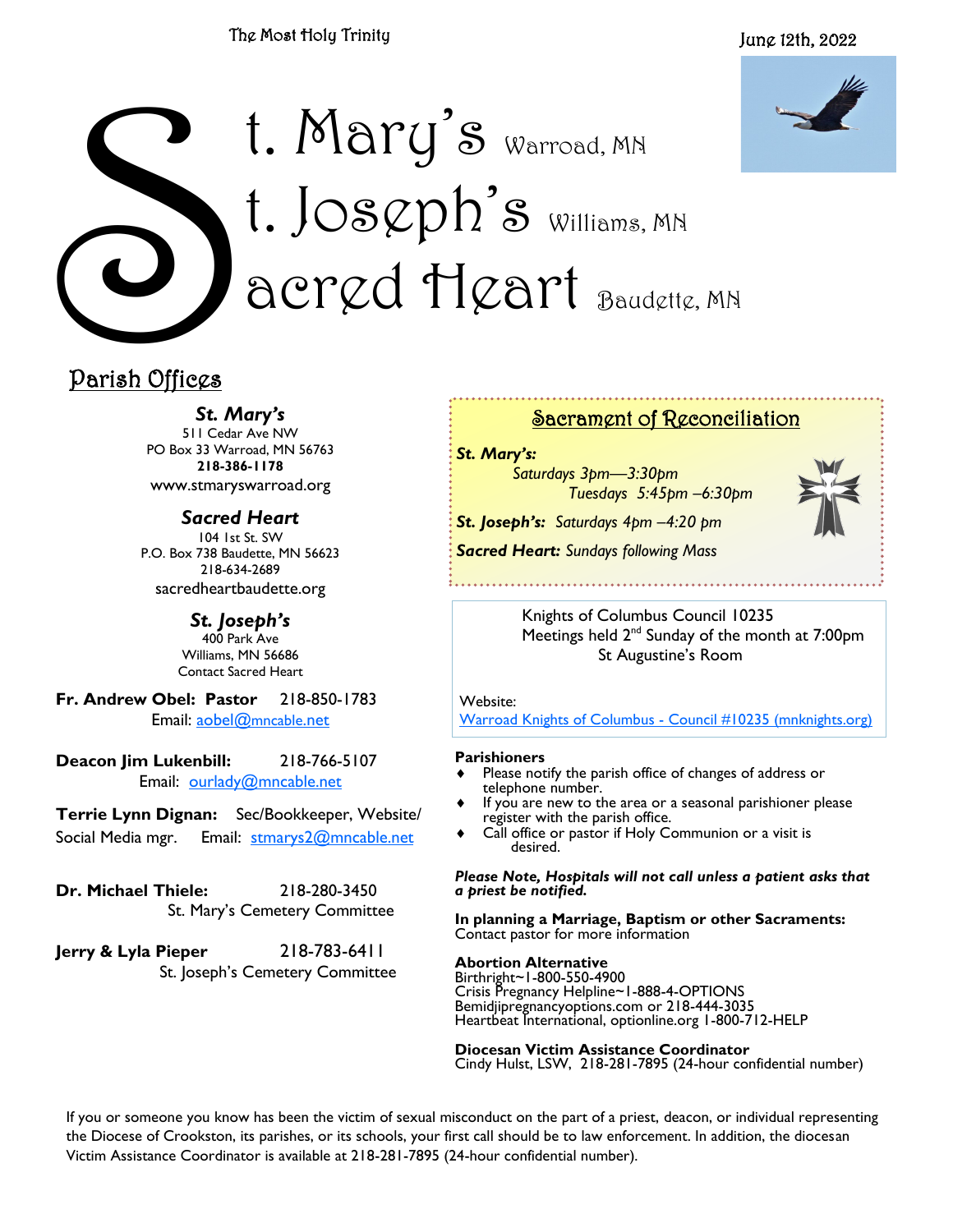The Most Holy Trinity

June 12th, 2022

# St. Mary's Warroad, MN
# St. Joseph's Williams, MN
# Sacred Heart Baudette, MN

## Parish Offices

***St. Mary's***
511 Cedar Ave NW
PO Box 33 Warroad, MN 56763
**218-386-1178**
www.stmaryswarroad.org

***Sacred Heart***
104 1st St. SW
P.O. Box 738 Baudette, MN 56623
218-634-2689
sacredheartbaudette.org

***St. Joseph's***
400 Park Ave
Williams, MN 56686
Contact Sacred Heart

**Fr. Andrew Obel: Pastor** 218-850-1783
Email: aobel@mncable.net

**Deacon Jim Lukenbill:** 218-766-5107
Email: ourlady@mncable.net

**Terrie Lynn Dignan:** Sec/Bookkeeper, Website/ Social Media mgr. Email: stmarys2@mncable.net

**Dr. Michael Thiele:** 218-280-3450
St. Mary's Cemetery Committee

**Jerry & Lyla Pieper** 218-783-6411
St. Joseph's Cemetery Committee

## Sacrament of Reconciliation

***St. Mary's:***
*Saturdays 3pm—3:30pm*
*Tuesdays 5:45pm –6:30pm*

***St. Joseph's:*** *Saturdays 4pm –4:20 pm*

***Sacred Heart:*** *Sundays following Mass*

Knights of Columbus Council 10235
Meetings held 2nd Sunday of the month at 7:00pm
St Augustine's Room

Website:
Warroad Knights of Columbus - Council #10235 (mnknights.org)

**Parishioners**

- Please notify the parish office of changes of address or telephone number.
- If you are new to the area or a seasonal parishioner please register with the parish office.
- Call office or pastor if Holy Communion or a visit is desired.

***Please Note, Hospitals will not call unless a patient asks that a priest be notified.***

**In planning a Marriage, Baptism or other Sacraments:**
Contact pastor for more information

**Abortion Alternative**
Birthright~1-800-550-4900
Crisis Pregnancy Helpline~1-888-4-OPTIONS
Bemidjipregnancyoptions.com or 218-444-3035
Heartbeat International, optionline.org 1-800-712-HELP

**Diocesan Victim Assistance Coordinator**
Cindy Hulst, LSW, 218-281-7895 (24-hour confidential number)

If you or someone you know has been the victim of sexual misconduct on the part of a priest, deacon, or individual representing the Diocese of Crookston, its parishes, or its schools, your first call should be to law enforcement. In addition, the diocesan Victim Assistance Coordinator is available at 218-281-7895 (24-hour confidential number).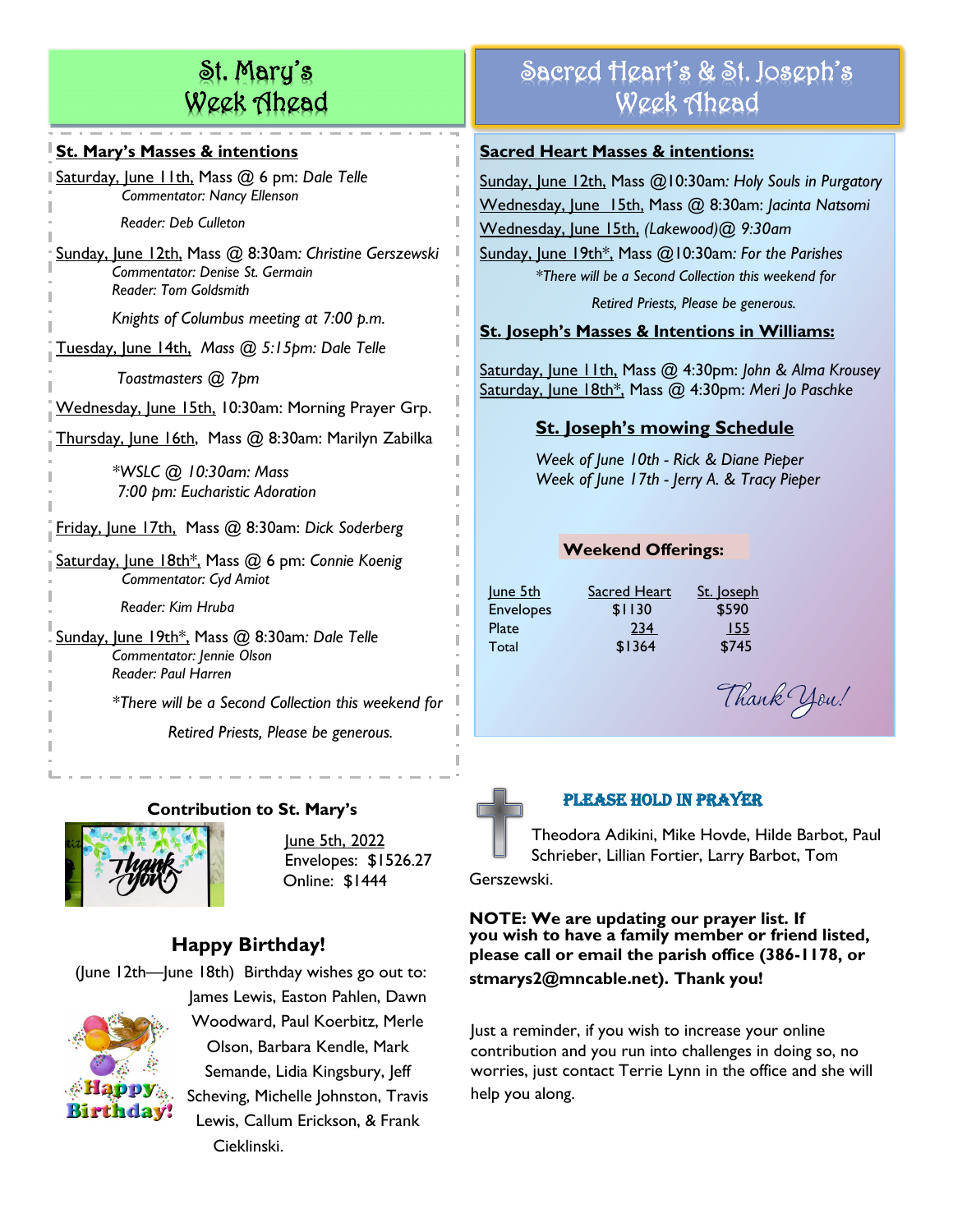# St. Mary's Week Ahead

**St. Mary's Masses & intentions**

Saturday, June 11th, Mass @ 6 pm: *Dale Telle*
*Commentator: Nancy Ellenson*
*Reader: Deb Culleton*

Sunday, June 12th, Mass @ 8:30am*: Christine Gerszewski*
*Commentator: Denise St. Germain*
*Reader: Tom Goldsmith*

*Knights of Columbus meeting at 7:00 p.m.*

Tuesday, June 14th, *Mass @ 5:15pm: Dale Telle*

*Toastmasters @ 7pm*

Wednesday, June 15th, 10:30am: Morning Prayer Grp.

Thursday, June 16th, Mass @ 8:30am: Marilyn Zabilka

*\*WSLC @ 10:30am: Mass*
*7:00 pm: Eucharistic Adoration*

Friday, June 17th, Mass @ 8:30am: *Dick Soderberg*

Saturday, June 18th*, Mass @ 6 pm: *Connie Koenig*
*Commentator: Cyd Amiot*
*Reader: Kim Hruba*

Sunday, June 19th*, Mass @ 8:30am*: Dale Telle*
*Commentator: Jennie Olson*
*Reader: Paul Harren*

*\*There will be a Second Collection this weekend for Retired Priests, Please be generous.*

**Contribution to St. Mary's**

June 5th, 2022
Envelopes: $1526.27
Online: $1444

## Happy Birthday!

(June 12th—June 18th) Birthday wishes go out to: James Lewis, Easton Pahlen, Dawn Woodward, Paul Koerbitz, Merle Olson, Barbara Kendle, Mark Semande, Lidia Kingsbury, Jeff Scheving, Michelle Johnston, Travis Lewis, Callum Erickson, & Frank Cieklinski.

# Sacred Heart's & St. Joseph's Week Ahead

**Sacred Heart Masses & intentions:**

Sunday, June 12th, Mass @10:30am*: Holy Souls in Purgatory*
Wednesday, June 15th, Mass @ 8:30am: *Jacinta Natsomi*
Wednesday, June 15th, *(Lakewood)@ 9:30am*
Sunday, June 19th*, Mass @10:30am*: For the Parishes*
*\*There will be a Second Collection this weekend for Retired Priests, Please be generous.*

**St. Joseph's Masses & Intentions in Williams:**

Saturday, June 11th, Mass @ 4:30pm: *John & Alma Krousey*
Saturday, June 18th*, Mass @ 4:30pm: *Meri Jo Paschke*

**St. Joseph's mowing Schedule**

*Week of June 10th - Rick & Diane Pieper*
*Week of June 17th - Jerry A. & Tracy Pieper*

**Weekend Offerings:**

| June 5th | Sacred Heart | St. Joseph |
|---|---|---|
| Envelopes | $1130 | $590 |
| Plate | 234 | 155 |
| Total | $1364 | $745 |

*Thank You!*

**PLEASE HOLD IN PRAYER**

Theodora Adikini, Mike Hovde, Hilde Barbot, Paul Schrieber, Lillian Fortier, Larry Barbot, Tom Gerszewski.

**NOTE: We are updating our prayer list. If you wish to have a family member or friend listed, please call or email the parish office (386-1178, or stmarys2@mncable.net). Thank you!**

Just a reminder, if you wish to increase your online contribution and you run into challenges in doing so, no worries, just contact Terrie Lynn in the office and she will help you along.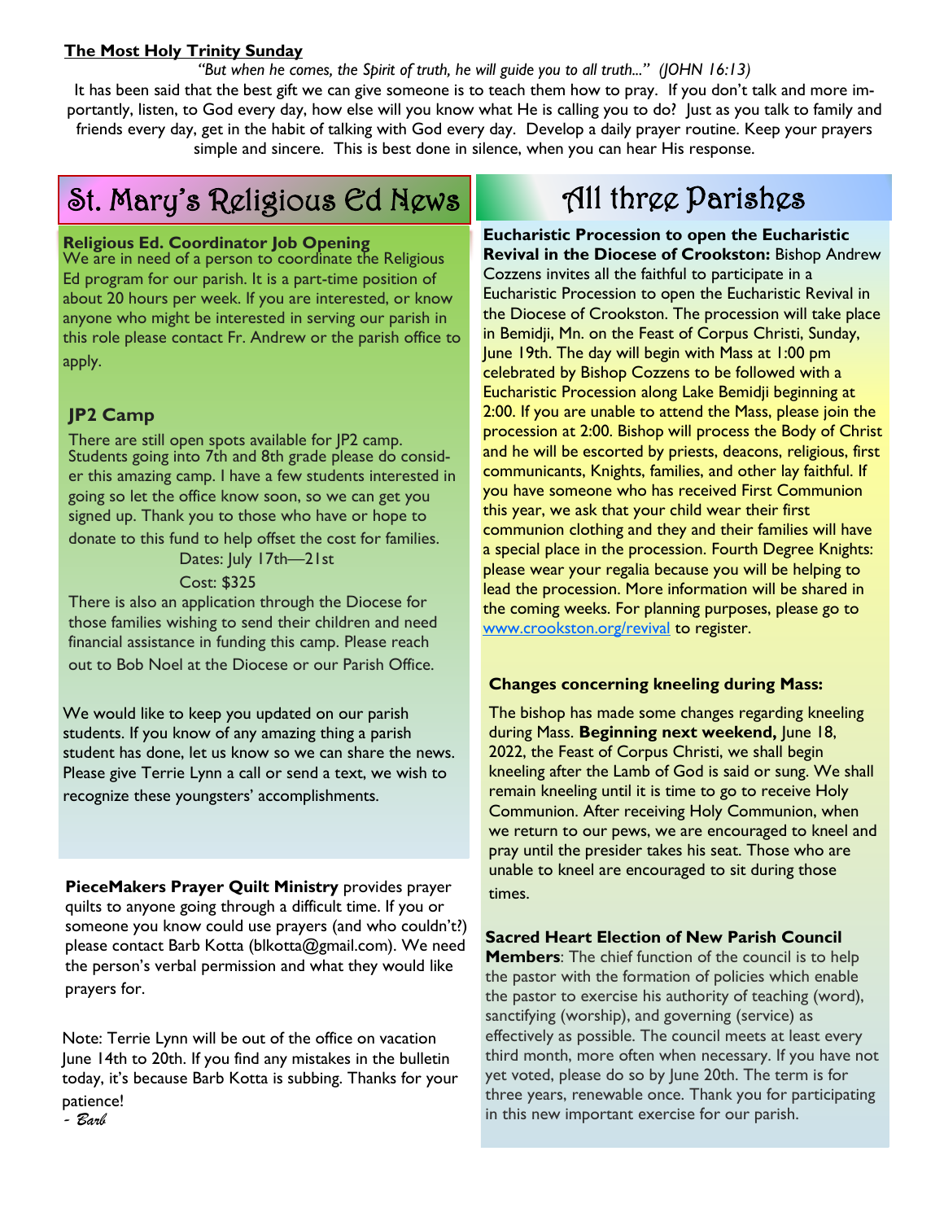## The Most Holy Trinity Sunday

*"But when he comes, the Spirit of truth, he will guide you to all truth..." (JOHN 16:13)*

It has been said that the best gift we can give someone is to teach them how to pray. If you don't talk and more importantly, listen, to God every day, how else will you know what He is calling you to do? Just as you talk to family and friends every day, get in the habit of talking with God every day. Develop a daily prayer routine. Keep your prayers simple and sincere. This is best done in silence, when you can hear His response.

# St. Mary's Religious Ed News

### Religious Ed. Coordinator Job Opening

We are in need of a person to coordinate the Religious Ed program for our parish. It is a part-time position of about 20 hours per week. If you are interested, or know anyone who might be interested in serving our parish in this role please contact Fr. Andrew or the parish office to apply.

### JP2 Camp

There are still open spots available for JP2 camp. Students going into 7th and 8th grade please do consider this amazing camp. I have a few students interested in going so let the office know soon, so we can get you signed up. Thank you to those who have or hope to donate to this fund to help offset the cost for families.

Dates: July 17th—21st

Cost: $325

There is also an application through the Diocese for those families wishing to send their children and need financial assistance in funding this camp. Please reach out to Bob Noel at the Diocese or our Parish Office.

We would like to keep you updated on our parish students. If you know of any amazing thing a parish student has done, let us know so we can share the news. Please give Terrie Lynn a call or send a text, we wish to recognize these youngsters' accomplishments.

**PieceMakers Prayer Quilt Ministry** provides prayer quilts to anyone going through a difficult time. If you or someone you know could use prayers (and who couldn't?) please contact Barb Kotta (blkotta@gmail.com). We need the person's verbal permission and what they would like prayers for.

Note: Terrie Lynn will be out of the office on vacation June 14th to 20th. If you find any mistakes in the bulletin today, it's because Barb Kotta is subbing. Thanks for your patience!

*- Barb*

# All three Parishes

**Eucharistic Procession to open the Eucharistic Revival in the Diocese of Crookston:** Bishop Andrew Cozzens invites all the faithful to participate in a Eucharistic Procession to open the Eucharistic Revival in the Diocese of Crookston. The procession will take place in Bemidji, Mn. on the Feast of Corpus Christi, Sunday, June 19th. The day will begin with Mass at 1:00 pm celebrated by Bishop Cozzens to be followed with a Eucharistic Procession along Lake Bemidji beginning at 2:00. If you are unable to attend the Mass, please join the procession at 2:00. Bishop will process the Body of Christ and he will be escorted by priests, deacons, religious, first communicants, Knights, families, and other lay faithful. If you have someone who has received First Communion this year, we ask that your child wear their first communion clothing and they and their families will have a special place in the procession. Fourth Degree Knights: please wear your regalia because you will be helping to lead the procession. More information will be shared in the coming weeks. For planning purposes, please go to www.crookston.org/revival to register.

**Changes concerning kneeling during Mass:**

The bishop has made some changes regarding kneeling during Mass. **Beginning next weekend,** June 18, 2022, the Feast of Corpus Christi, we shall begin kneeling after the Lamb of God is said or sung. We shall remain kneeling until it is time to go to receive Holy Communion. After receiving Holy Communion, when we return to our pews, we are encouraged to kneel and pray until the presider takes his seat. Those who are unable to kneel are encouraged to sit during those times.

**Sacred Heart Election of New Parish Council Members**: The chief function of the council is to help the pastor with the formation of policies which enable the pastor to exercise his authority of teaching (word), sanctifying (worship), and governing (service) as effectively as possible. The council meets at least every third month, more often when necessary. If you have not yet voted, please do so by June 20th. The term is for three years, renewable once. Thank you for participating in this new important exercise for our parish.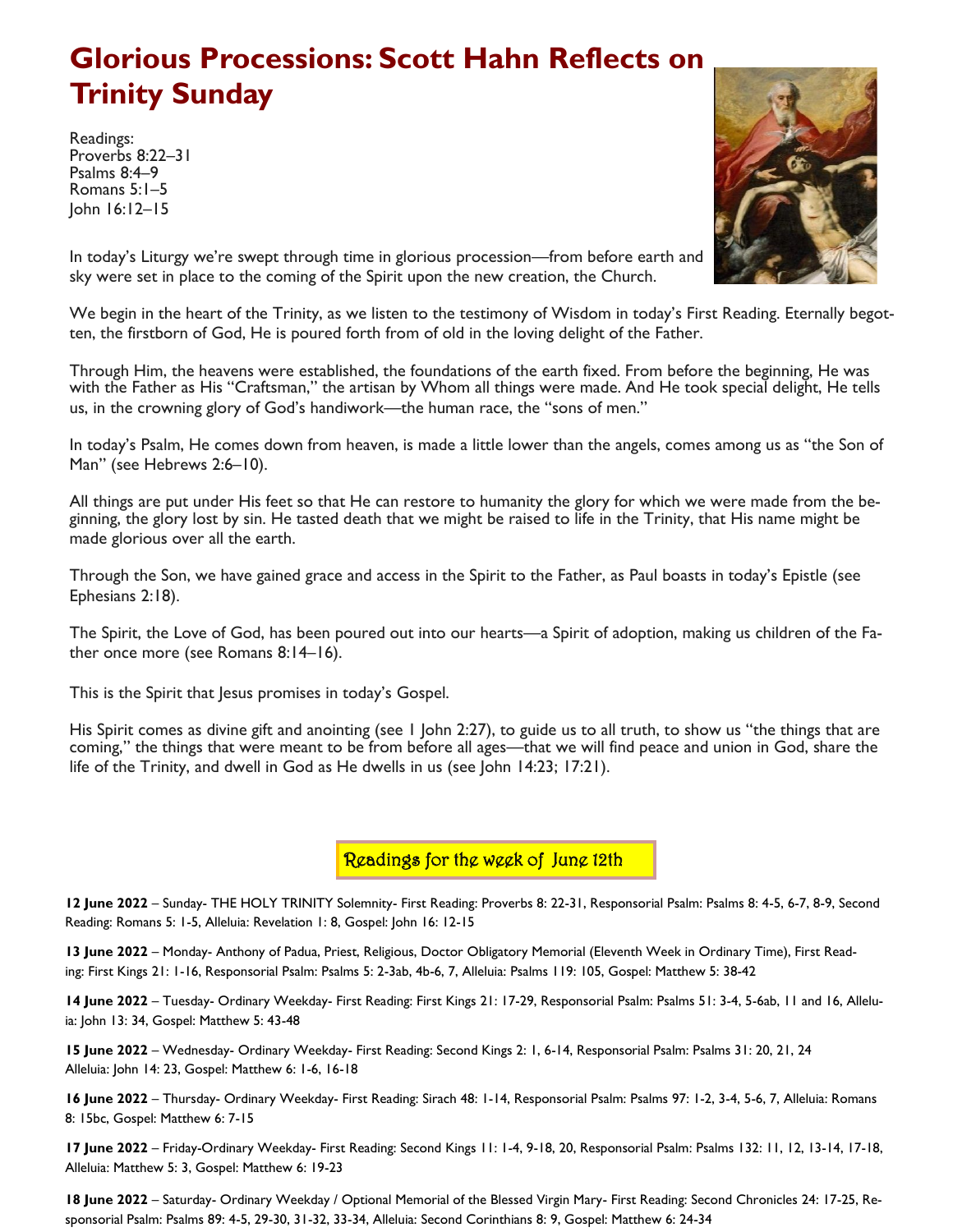# Glorious Processions: Scott Hahn Reflects on Trinity Sunday

Readings:
Proverbs 8:22–31
Psalms 8:4–9
Romans 5:1–5
John 16:12–15

In today's Liturgy we're swept through time in glorious procession—from before earth and sky were set in place to the coming of the Spirit upon the new creation, the Church.

We begin in the heart of the Trinity, as we listen to the testimony of Wisdom in today's First Reading. Eternally begotten, the firstborn of God, He is poured forth from of old in the loving delight of the Father.

Through Him, the heavens were established, the foundations of the earth fixed. From before the beginning, He was with the Father as His "Craftsman," the artisan by Whom all things were made. And He took special delight, He tells us, in the crowning glory of God's handiwork—the human race, the "sons of men."

In today's Psalm, He comes down from heaven, is made a little lower than the angels, comes among us as "the Son of Man" (see Hebrews 2:6–10).

All things are put under His feet so that He can restore to humanity the glory for which we were made from the beginning, the glory lost by sin. He tasted death that we might be raised to life in the Trinity, that His name might be made glorious over all the earth.

Through the Son, we have gained grace and access in the Spirit to the Father, as Paul boasts in today's Epistle (see Ephesians 2:18).

The Spirit, the Love of God, has been poured out into our hearts—a Spirit of adoption, making us children of the Father once more (see Romans 8:14–16).

This is the Spirit that Jesus promises in today's Gospel.

His Spirit comes as divine gift and anointing (see 1 John 2:27), to guide us to all truth, to show us "the things that are coming," the things that were meant to be from before all ages—that we will find peace and union in God, share the life of the Trinity, and dwell in God as He dwells in us (see John 14:23; 17:21).

## Readings for the week of June 12th

**12 June 2022** – Sunday- THE HOLY TRINITY Solemnity- First Reading: Proverbs 8: 22-31, Responsorial Psalm: Psalms 8: 4-5, 6-7, 8-9, Second Reading: Romans 5: 1-5, Alleluia: Revelation 1: 8, Gospel: John 16: 12-15

**13 June 2022** – Monday- Anthony of Padua, Priest, Religious, Doctor Obligatory Memorial (Eleventh Week in Ordinary Time), First Reading: First Kings 21: 1-16, Responsorial Psalm: Psalms 5: 2-3ab, 4b-6, 7, Alleluia: Psalms 119: 105, Gospel: Matthew 5: 38-42

**14 June 2022** – Tuesday- Ordinary Weekday- First Reading: First Kings 21: 17-29, Responsorial Psalm: Psalms 51: 3-4, 5-6ab, 11 and 16, Alleluia: John 13: 34, Gospel: Matthew 5: 43-48

**15 June 2022** – Wednesday- Ordinary Weekday- First Reading: Second Kings 2: 1, 6-14, Responsorial Psalm: Psalms 31: 20, 21, 24 Alleluia: John 14: 23, Gospel: Matthew 6: 1-6, 16-18

**16 June 2022** – Thursday- Ordinary Weekday- First Reading: Sirach 48: 1-14, Responsorial Psalm: Psalms 97: 1-2, 3-4, 5-6, 7, Alleluia: Romans 8: 15bc, Gospel: Matthew 6: 7-15

**17 June 2022** – Friday-Ordinary Weekday- First Reading: Second Kings 11: 1-4, 9-18, 20, Responsorial Psalm: Psalms 132: 11, 12, 13-14, 17-18, Alleluia: Matthew 5: 3, Gospel: Matthew 6: 19-23

**18 June 2022** – Saturday- Ordinary Weekday / Optional Memorial of the Blessed Virgin Mary- First Reading: Second Chronicles 24: 17-25, Responsorial Psalm: Psalms 89: 4-5, 29-30, 31-32, 33-34, Alleluia: Second Corinthians 8: 9, Gospel: Matthew 6: 24-34